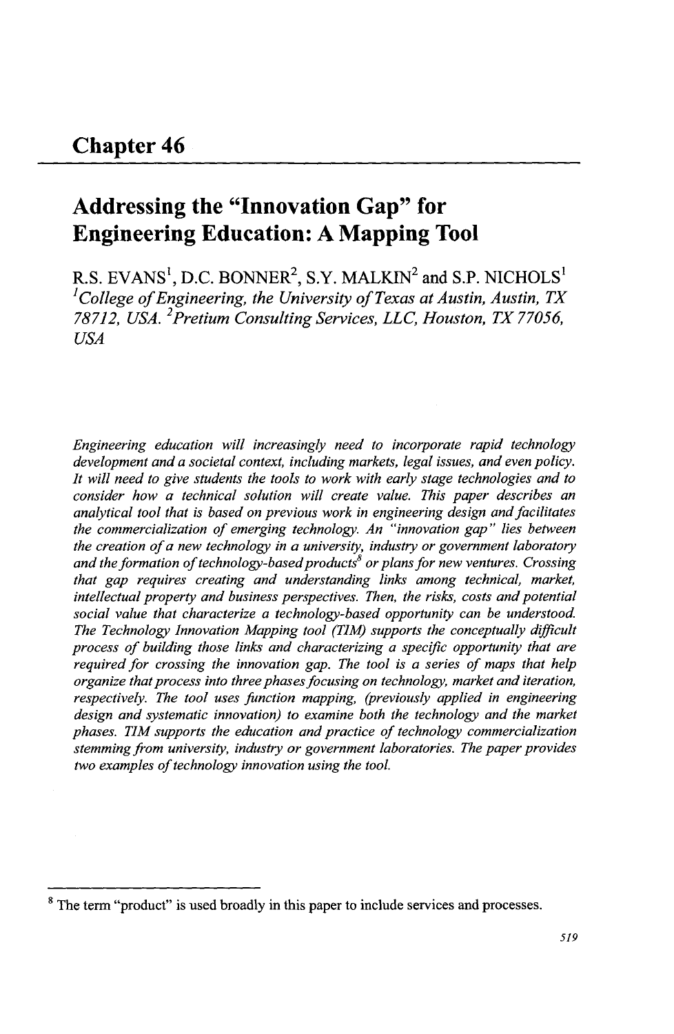# Chapter 46

## Addressing the "Innovation Gap" for Engineering Education: A Mapping Tool

R.S. EVANS[1], D.C. BONNER[2], S.Y. MALKIN[2] and S.P. NICHOLS[1]

*[1]College of Engineering, the University of Texas at Austin, Austin, TX 78712, USA. [2]Pretium Consulting Services, LLC, Houston, TX 77056, USA*

*Engineering education will increasingly need to incorporate rapid technology development and a societal context, including markets, legal issues, and even policy. It will need to give students the tools to work with early stage technologies and to consider how a technical solution will create value. This paper describes an analytical tool that is based on previous work in engineering design and facilitates the commercialization of emerging technology. An "innovation gap" lies between the creation of a new technology in a university, industry or government laboratory and the formation of technology-based products[8] or plans for new ventures. Crossing that gap requires creating and understanding links among technical, market, intellectual property and business perspectives. Then, the risks, costs and potential social value that characterize a technology-based opportunity can be understood. The Technology Innovation Mapping tool (TIM) supports the conceptually difficult process of building those links and characterizing a specific opportunity that are required for crossing the innovation gap. The tool is a series of maps that help organize that process into three phases focusing on technology, market and iteration, respectively. The tool uses function mapping, (previously applied in engineering design and systematic innovation) to examine both the technology and the market phases. TIM supports the education and practice of technology commercialization stemming from university, industry or government laboratories. The paper provides two examples of technology innovation using the tool.*

---

[8] The term "product" is used broadly in this paper to include services and processes.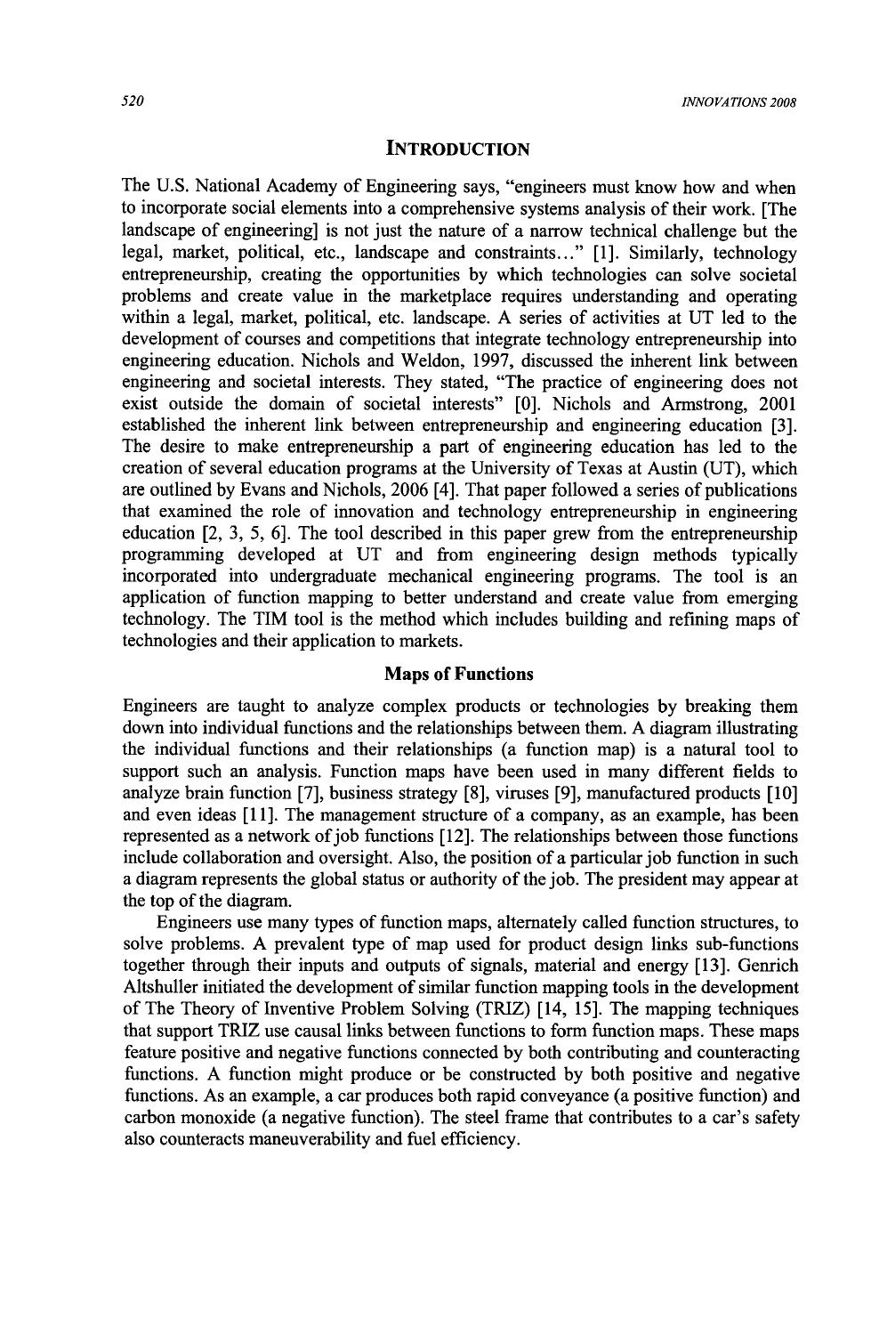## INTRODUCTION

The U.S. National Academy of Engineering says, "engineers must know how and when to incorporate social elements into a comprehensive systems analysis of their work. [The landscape of engineering] is not just the nature of a narrow technical challenge but the legal, market, political, etc., landscape and constraints…" [1]. Similarly, technology entrepreneurship, creating the opportunities by which technologies can solve societal problems and create value in the marketplace requires understanding and operating within a legal, market, political, etc. landscape. A series of activities at UT led to the development of courses and competitions that integrate technology entrepreneurship into engineering education. Nichols and Weldon, 1997, discussed the inherent link between engineering and societal interests. They stated, "The practice of engineering does not exist outside the domain of societal interests" [0]. Nichols and Armstrong, 2001 established the inherent link between entrepreneurship and engineering education [3]. The desire to make entrepreneurship a part of engineering education has led to the creation of several education programs at the University of Texas at Austin (UT), which are outlined by Evans and Nichols, 2006 [4]. That paper followed a series of publications that examined the role of innovation and technology entrepreneurship in engineering education [2, 3, 5, 6]. The tool described in this paper grew from the entrepreneurship programming developed at UT and from engineering design methods typically incorporated into undergraduate mechanical engineering programs. The tool is an application of function mapping to better understand and create value from emerging technology. The TIM tool is the method which includes building and refining maps of technologies and their application to markets.

### Maps of Functions

Engineers are taught to analyze complex products or technologies by breaking them down into individual functions and the relationships between them. A diagram illustrating the individual functions and their relationships (a function map) is a natural tool to support such an analysis. Function maps have been used in many different fields to analyze brain function [7], business strategy [8], viruses [9], manufactured products [10] and even ideas [11]. The management structure of a company, as an example, has been represented as a network of job functions [12]. The relationships between those functions include collaboration and oversight. Also, the position of a particular job function in such a diagram represents the global status or authority of the job. The president may appear at the top of the diagram.

Engineers use many types of function maps, alternately called function structures, to solve problems. A prevalent type of map used for product design links sub-functions together through their inputs and outputs of signals, material and energy [13]. Genrich Altshuller initiated the development of similar function mapping tools in the development of The Theory of Inventive Problem Solving (TRIZ) [14, 15]. The mapping techniques that support TRIZ use causal links between functions to form function maps. These maps feature positive and negative functions connected by both contributing and counteracting functions. A function might produce or be constructed by both positive and negative functions. As an example, a car produces both rapid conveyance (a positive function) and carbon monoxide (a negative function). The steel frame that contributes to a car's safety also counteracts maneuverability and fuel efficiency.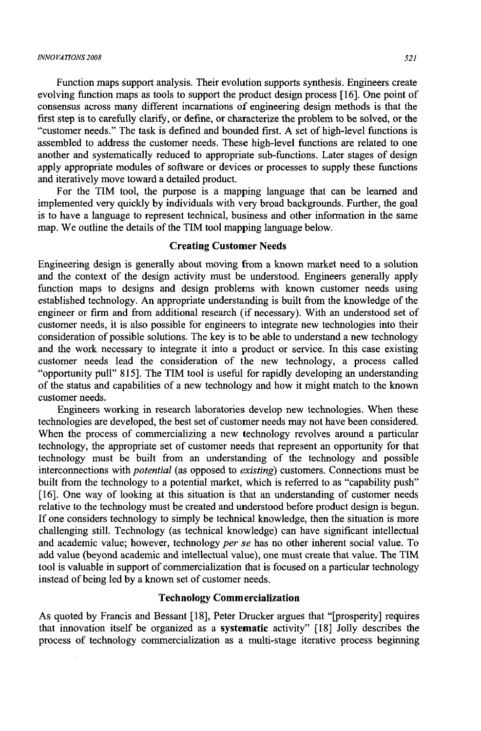Function maps support analysis. Their evolution supports synthesis. Engineers create evolving function maps as tools to support the product design process [16]. One point of consensus across many different incarnations of engineering design methods is that the first step is to carefully clarify, or define, or characterize the problem to be solved, or the "customer needs." The task is defined and bounded first. A set of high-level functions is assembled to address the customer needs. These high-level functions are related to one another and systematically reduced to appropriate sub-functions. Later stages of design apply appropriate modules of software or devices or processes to supply these functions and iteratively move toward a detailed product.

For the TIM tool, the purpose is a mapping language that can be learned and implemented very quickly by individuals with very broad backgrounds. Further, the goal is to have a language to represent technical, business and other information in the same map. We outline the details of the TIM tool mapping language below.

## Creating Customer Needs

Engineering design is generally about moving from a known market need to a solution and the context of the design activity must be understood. Engineers generally apply function maps to designs and design problems with known customer needs using established technology. An appropriate understanding is built from the knowledge of the engineer or firm and from additional research (if necessary). With an understood set of customer needs, it is also possible for engineers to integrate new technologies into their consideration of possible solutions. The key is to be able to understand a new technology and the work necessary to integrate it into a product or service. In this case existing customer needs lead the consideration of the new technology, a process called "opportunity pull" 815]. The TIM tool is useful for rapidly developing an understanding of the status and capabilities of a new technology and how it might match to the known customer needs.

Engineers working in research laboratories develop new technologies. When these technologies are developed, the best set of customer needs may not have been considered. When the process of commercializing a new technology revolves around a particular technology, the appropriate set of customer needs that represent an opportunity for that technology must be built from an understanding of the technology and possible interconnections with *potential* (as opposed to *existing*) customers. Connections must be built from the technology to a potential market, which is referred to as "capability push" [16]. One way of looking at this situation is that an understanding of customer needs relative to the technology must be created and understood before product design is begun. If one considers technology to simply be technical knowledge, then the situation is more challenging still. Technology (as technical knowledge) can have significant intellectual and academic value; however, technology *per se* has no other inherent social value. To add value (beyond academic and intellectual value), one must create that value. The TIM tool is valuable in support of commercialization that is focused on a particular technology instead of being led by a known set of customer needs.

## Technology Commercialization

As quoted by Francis and Bessant [18], Peter Drucker argues that "[prosperity] requires that innovation itself be organized as a **systematic** activity" [18] Jolly describes the process of technology commercialization as a multi-stage iterative process beginning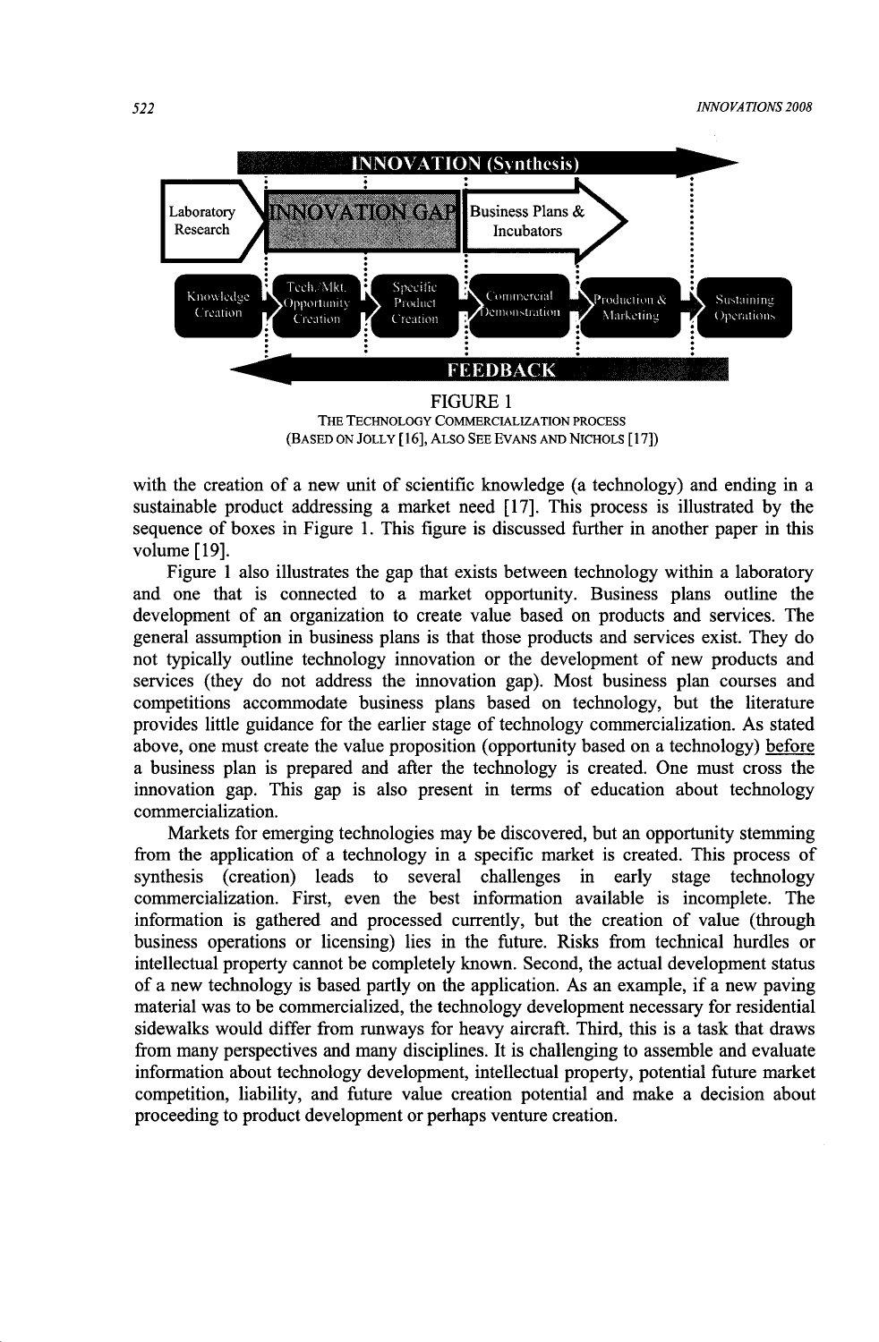FIGURE 1

THE TECHNOLOGY COMMERCIALIZATION PROCESS
(BASED ON JOLLY [16], ALSO SEE EVANS AND NICHOLS [17])

with the creation of a new unit of scientific knowledge (a technology) and ending in a sustainable product addressing a market need [17]. This process is illustrated by the sequence of boxes in Figure 1. This figure is discussed further in another paper in this volume [19].

Figure 1 also illustrates the gap that exists between technology within a laboratory and one that is connected to a market opportunity. Business plans outline the development of an organization to create value based on products and services. The general assumption in business plans is that those products and services exist. They do not typically outline technology innovation or the development of new products and services (they do not address the innovation gap). Most business plan courses and competitions accommodate business plans based on technology, but the literature provides little guidance for the earlier stage of technology commercialization. As stated above, one must create the value proposition (opportunity based on a technology) before a business plan is prepared and after the technology is created. One must cross the innovation gap. This gap is also present in terms of education about technology commercialization.

Markets for emerging technologies may be discovered, but an opportunity stemming from the application of a technology in a specific market is created. This process of synthesis (creation) leads to several challenges in early stage technology commercialization. First, even the best information available is incomplete. The information is gathered and processed currently, but the creation of value (through business operations or licensing) lies in the future. Risks from technical hurdles or intellectual property cannot be completely known. Second, the actual development status of a new technology is based partly on the application. As an example, if a new paving material was to be commercialized, the technology development necessary for residential sidewalks would differ from runways for heavy aircraft. Third, this is a task that draws from many perspectives and many disciplines. It is challenging to assemble and evaluate information about technology development, intellectual property, potential future market competition, liability, and future value creation potential and make a decision about proceeding to product development or perhaps venture creation.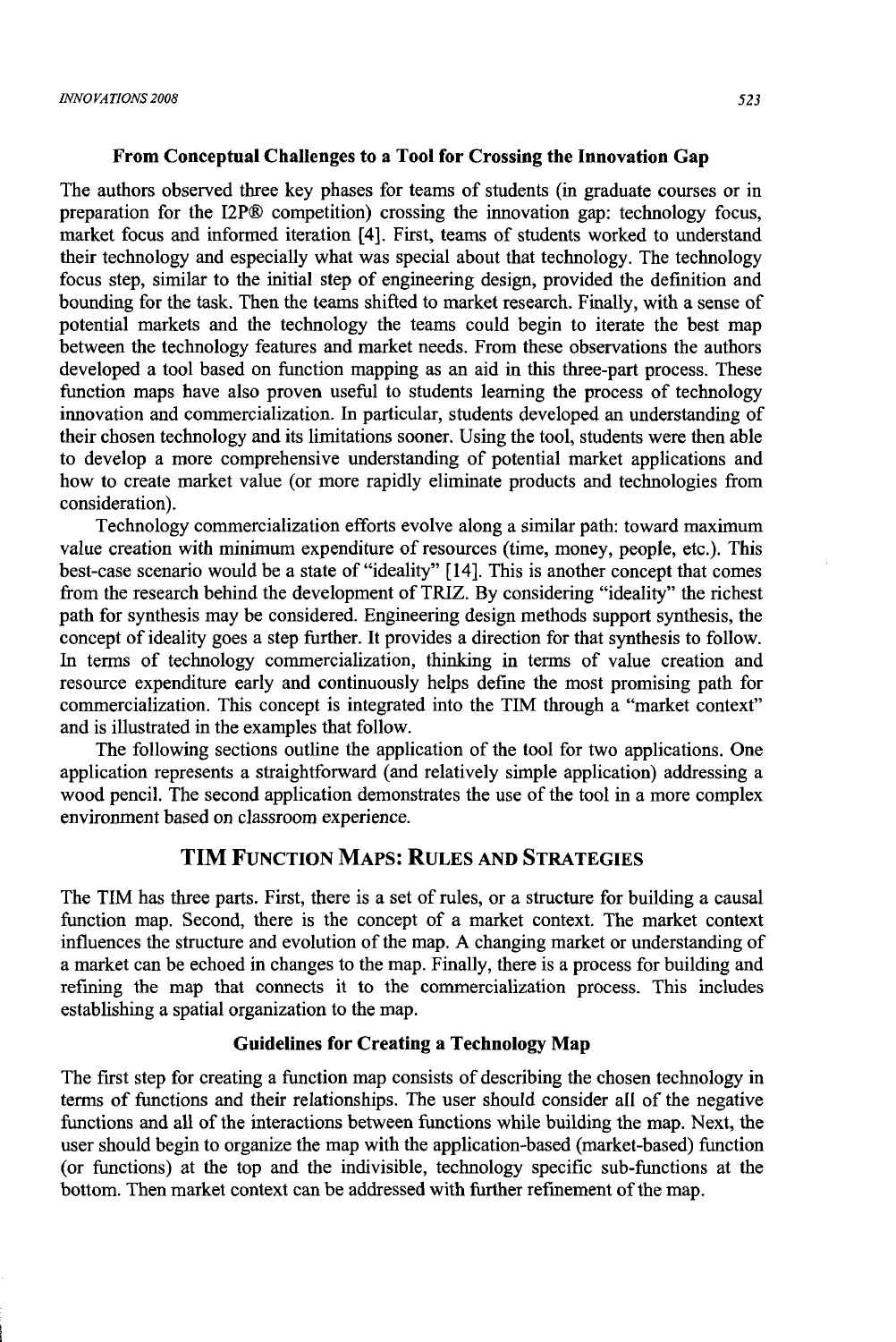### From Conceptual Challenges to a Tool for Crossing the Innovation Gap

The authors observed three key phases for teams of students (in graduate courses or in preparation for the I2P® competition) crossing the innovation gap: technology focus, market focus and informed iteration [4]. First, teams of students worked to understand their technology and especially what was special about that technology. The technology focus step, similar to the initial step of engineering design, provided the definition and bounding for the task. Then the teams shifted to market research. Finally, with a sense of potential markets and the technology the teams could begin to iterate the best map between the technology features and market needs. From these observations the authors developed a tool based on function mapping as an aid in this three-part process. These function maps have also proven useful to students learning the process of technology innovation and commercialization. In particular, students developed an understanding of their chosen technology and its limitations sooner. Using the tool, students were then able to develop a more comprehensive understanding of potential market applications and how to create market value (or more rapidly eliminate products and technologies from consideration).

Technology commercialization efforts evolve along a similar path: toward maximum value creation with minimum expenditure of resources (time, money, people, etc.). This best-case scenario would be a state of "ideality" [14]. This is another concept that comes from the research behind the development of TRIZ. By considering "ideality" the richest path for synthesis may be considered. Engineering design methods support synthesis, the concept of ideality goes a step further. It provides a direction for that synthesis to follow. In terms of technology commercialization, thinking in terms of value creation and resource expenditure early and continuously helps define the most promising path for commercialization. This concept is integrated into the TIM through a "market context" and is illustrated in the examples that follow.

The following sections outline the application of the tool for two applications. One application represents a straightforward (and relatively simple application) addressing a wood pencil. The second application demonstrates the use of the tool in a more complex environment based on classroom experience.

## TIM Function Maps: Rules and Strategies

The TIM has three parts. First, there is a set of rules, or a structure for building a causal function map. Second, there is the concept of a market context. The market context influences the structure and evolution of the map. A changing market or understanding of a market can be echoed in changes to the map. Finally, there is a process for building and refining the map that connects it to the commercialization process. This includes establishing a spatial organization to the map.

### Guidelines for Creating a Technology Map

The first step for creating a function map consists of describing the chosen technology in terms of functions and their relationships. The user should consider all of the negative functions and all of the interactions between functions while building the map. Next, the user should begin to organize the map with the application-based (market-based) function (or functions) at the top and the indivisible, technology specific sub-functions at the bottom. Then market context can be addressed with further refinement of the map.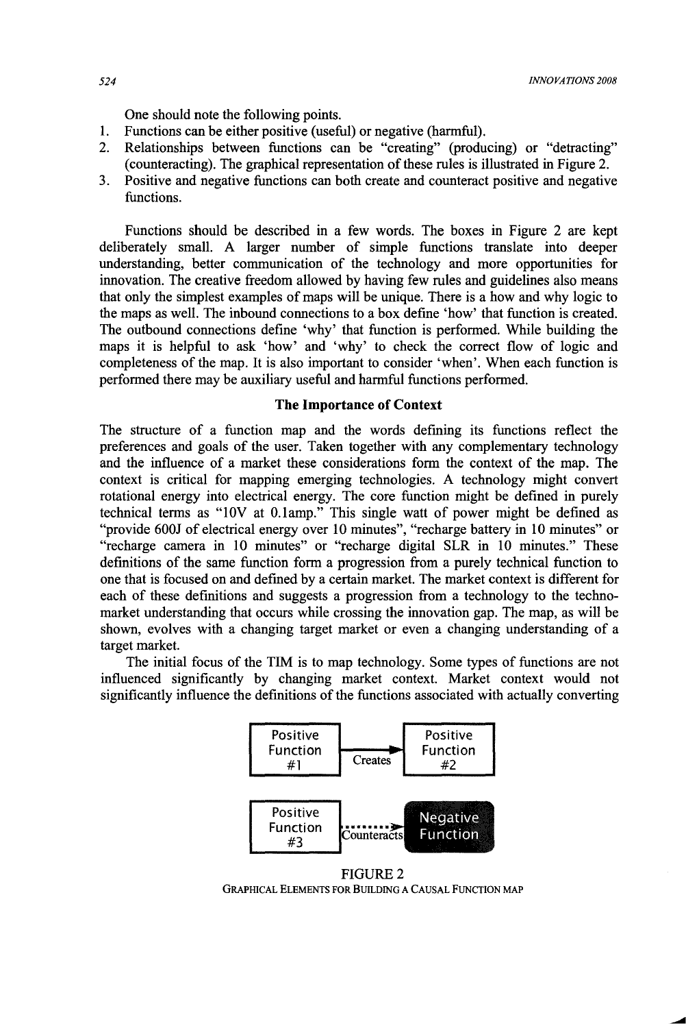One should note the following points.

1. Functions can be either positive (useful) or negative (harmful).
2. Relationships between functions can be "creating" (producing) or "detracting" (counteracting). The graphical representation of these rules is illustrated in Figure 2.
3. Positive and negative functions can both create and counteract positive and negative functions.

Functions should be described in a few words. The boxes in Figure 2 are kept deliberately small. A larger number of simple functions translate into deeper understanding, better communication of the technology and more opportunities for innovation. The creative freedom allowed by having few rules and guidelines also means that only the simplest examples of maps will be unique. There is a how and why logic to the maps as well. The inbound connections to a box define 'how' that function is created. The outbound connections define 'why' that function is performed. While building the maps it is helpful to ask 'how' and 'why' to check the correct flow of logic and completeness of the map. It is also important to consider 'when'. When each function is performed there may be auxiliary useful and harmful functions performed.

### The Importance of Context

The structure of a function map and the words defining its functions reflect the preferences and goals of the user. Taken together with any complementary technology and the influence of a market these considerations form the context of the map. The context is critical for mapping emerging technologies. A technology might convert rotational energy into electrical energy. The core function might be defined in purely technical terms as "10V at 0.1amp." This single watt of power might be defined as "provide 600J of electrical energy over 10 minutes", "recharge battery in 10 minutes" or "recharge camera in 10 minutes" or "recharge digital SLR in 10 minutes." These definitions of the same function form a progression from a purely technical function to one that is focused on and defined by a certain market. The market context is different for each of these definitions and suggests a progression from a technology to the techno-market understanding that occurs while crossing the innovation gap. The map, as will be shown, evolves with a changing target market or even a changing understanding of a target market.

The initial focus of the TIM is to map technology. Some types of functions are not influenced significantly by changing market context. Market context would not significantly influence the definitions of the functions associated with actually converting

Positive Function #1 → Creates → Positive Function #2

Positive Function #3 ⇢ Counteracts ⇢ Negative Function

FIGURE 2
GRAPHICAL ELEMENTS FOR BUILDING A CAUSAL FUNCTION MAP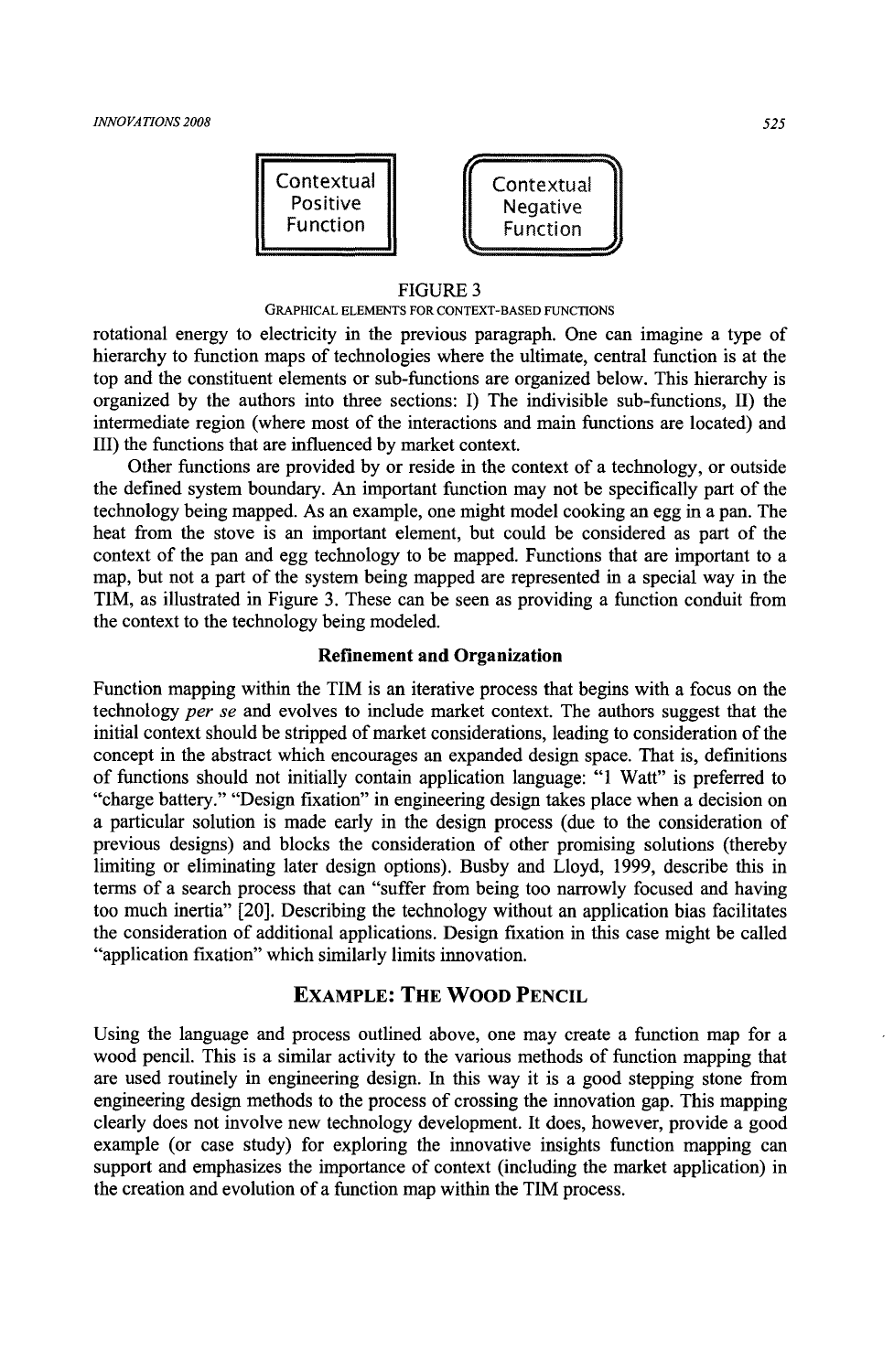Contextual Positive Function

Contextual Negative Function

FIGURE 3
GRAPHICAL ELEMENTS FOR CONTEXT-BASED FUNCTIONS

rotational energy to electricity in the previous paragraph. One can imagine a type of hierarchy to function maps of technologies where the ultimate, central function is at the top and the constituent elements or sub-functions are organized below. This hierarchy is organized by the authors into three sections: I) The indivisible sub-functions, II) the intermediate region (where most of the interactions and main functions are located) and III) the functions that are influenced by market context.

Other functions are provided by or reside in the context of a technology, or outside the defined system boundary. An important function may not be specifically part of the technology being mapped. As an example, one might model cooking an egg in a pan. The heat from the stove is an important element, but could be considered as part of the context of the pan and egg technology to be mapped. Functions that are important to a map, but not a part of the system being mapped are represented in a special way in the TIM, as illustrated in Figure 3. These can be seen as providing a function conduit from the context to the technology being modeled.

### Refinement and Organization

Function mapping within the TIM is an iterative process that begins with a focus on the technology *per se* and evolves to include market context. The authors suggest that the initial context should be stripped of market considerations, leading to consideration of the concept in the abstract which encourages an expanded design space. That is, definitions of functions should not initially contain application language: "1 Watt" is preferred to "charge battery." "Design fixation" in engineering design takes place when a decision on a particular solution is made early in the design process (due to the consideration of previous designs) and blocks the consideration of other promising solutions (thereby limiting or eliminating later design options). Busby and Lloyd, 1999, describe this in terms of a search process that can "suffer from being too narrowly focused and having too much inertia" [20]. Describing the technology without an application bias facilitates the consideration of additional applications. Design fixation in this case might be called "application fixation" which similarly limits innovation.

## EXAMPLE: THE WOOD PENCIL

Using the language and process outlined above, one may create a function map for a wood pencil. This is a similar activity to the various methods of function mapping that are used routinely in engineering design. In this way it is a good stepping stone from engineering design methods to the process of crossing the innovation gap. This mapping clearly does not involve new technology development. It does, however, provide a good example (or case study) for exploring the innovative insights function mapping can support and emphasizes the importance of context (including the market application) in the creation and evolution of a function map within the TIM process.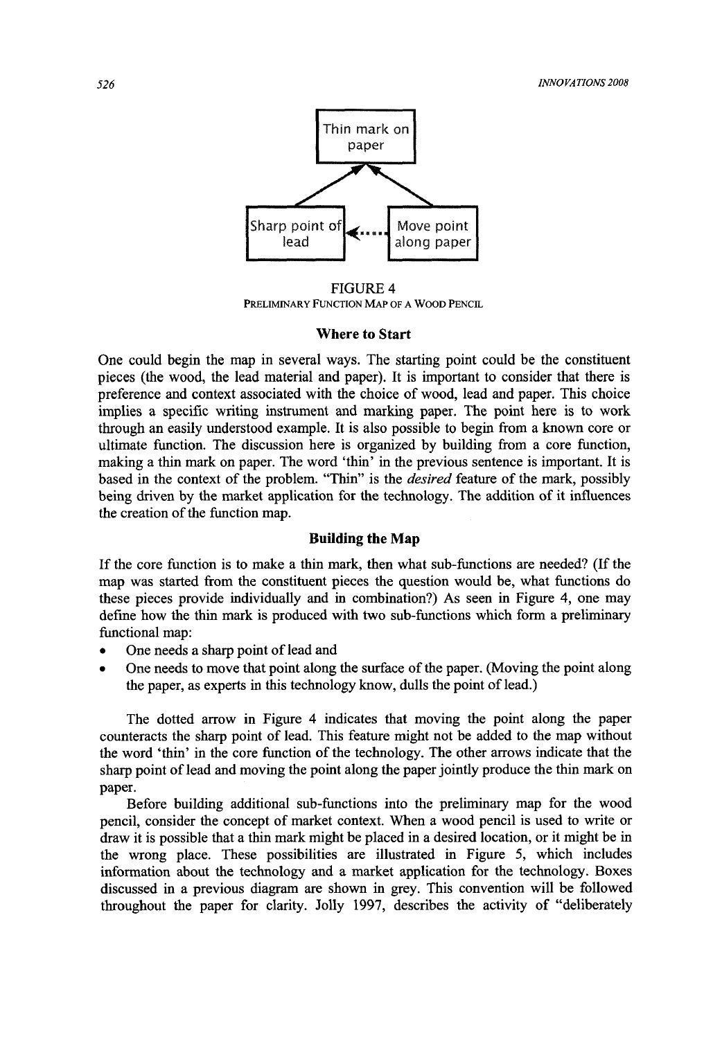Thin mark on paper

Sharp point of lead ◄····· Move point along paper

FIGURE 4
PRELIMINARY FUNCTION MAP OF A WOOD PENCIL

### Where to Start

One could begin the map in several ways. The starting point could be the constituent pieces (the wood, the lead material and paper). It is important to consider that there is preference and context associated with the choice of wood, lead and paper. This choice implies a specific writing instrument and marking paper. The point here is to work through an easily understood example. It is also possible to begin from a known core or ultimate function. The discussion here is organized by building from a core function, making a thin mark on paper. The word 'thin' in the previous sentence is important. It is based in the context of the problem. "Thin" is the *desired* feature of the mark, possibly being driven by the market application for the technology. The addition of it influences the creation of the function map.

### Building the Map

If the core function is to make a thin mark, then what sub-functions are needed? (If the map was started from the constituent pieces the question would be, what functions do these pieces provide individually and in combination?) As seen in Figure 4, one may define how the thin mark is produced with two sub-functions which form a preliminary functional map:

- One needs a sharp point of lead and
- One needs to move that point along the surface of the paper. (Moving the point along the paper, as experts in this technology know, dulls the point of lead.)

The dotted arrow in Figure 4 indicates that moving the point along the paper counteracts the sharp point of lead. This feature might not be added to the map without the word 'thin' in the core function of the technology. The other arrows indicate that the sharp point of lead and moving the point along the paper jointly produce the thin mark on paper.

Before building additional sub-functions into the preliminary map for the wood pencil, consider the concept of market context. When a wood pencil is used to write or draw it is possible that a thin mark might be placed in a desired location, or it might be in the wrong place. These possibilities are illustrated in Figure 5, which includes information about the technology and a market application for the technology. Boxes discussed in a previous diagram are shown in grey. This convention will be followed throughout the paper for clarity. Jolly 1997, describes the activity of "deliberately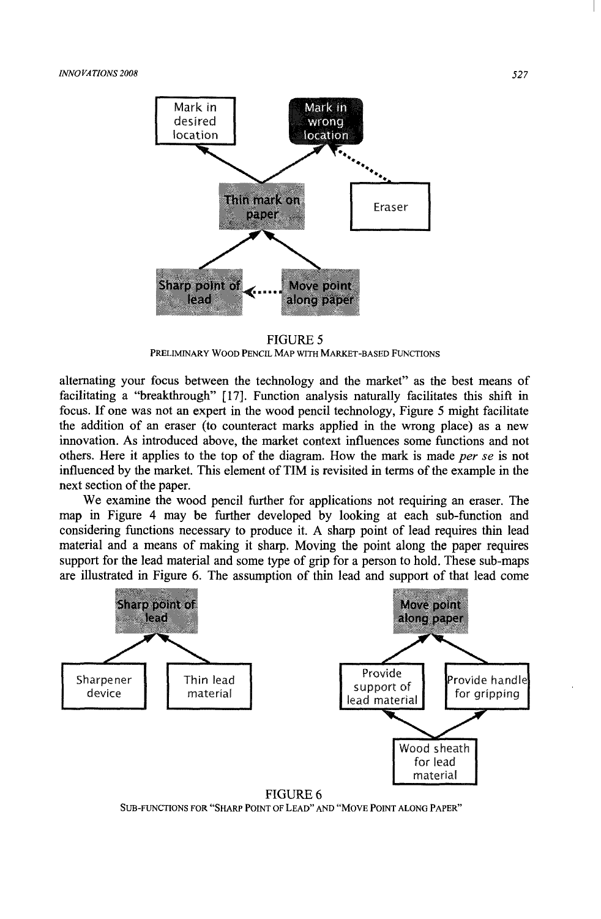FIGURE 5
PRELIMINARY WOOD PENCIL MAP WITH MARKET-BASED FUNCTIONS

alternating your focus between the technology and the market" as the best means of facilitating a "breakthrough" [17]. Function analysis naturally facilitates this shift in focus. If one was not an expert in the wood pencil technology, Figure 5 might facilitate the addition of an eraser (to counteract marks applied in the wrong place) as a new innovation. As introduced above, the market context influences some functions and not others. Here it applies to the top of the diagram. How the mark is made *per se* is not influenced by the market. This element of TIM is revisited in terms of the example in the next section of the paper.

We examine the wood pencil further for applications not requiring an eraser. The map in Figure 4 may be further developed by looking at each sub-function and considering functions necessary to produce it. A sharp point of lead requires thin lead material and a means of making it sharp. Moving the point along the paper requires support for the lead material and some type of grip for a person to hold. These sub-maps are illustrated in Figure 6. The assumption of thin lead and support of that lead come

FIGURE 6
SUB-FUNCTIONS FOR "SHARP POINT OF LEAD" AND "MOVE POINT ALONG PAPER"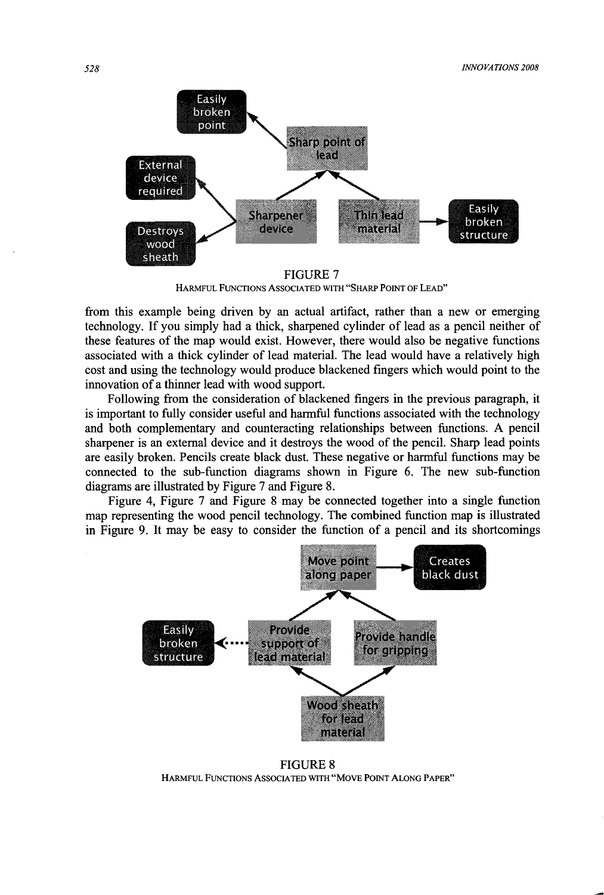FIGURE 7

HARMFUL FUNCTIONS ASSOCIATED WITH "SHARP POINT OF LEAD"

from this example being driven by an actual artifact, rather than a new or emerging technology. If you simply had a thick, sharpened cylinder of lead as a pencil neither of these features of the map would exist. However, there would also be negative functions associated with a thick cylinder of lead material. The lead would have a relatively high cost and using the technology would produce blackened fingers which would point to the innovation of a thinner lead with wood support.

Following from the consideration of blackened fingers in the previous paragraph, it is important to fully consider useful and harmful functions associated with the technology and both complementary and counteracting relationships between functions. A pencil sharpener is an external device and it destroys the wood of the pencil. Sharp lead points are easily broken. Pencils create black dust. These negative or harmful functions may be connected to the sub-function diagrams shown in Figure 6. The new sub-function diagrams are illustrated by Figure 7 and Figure 8.

Figure 4, Figure 7 and Figure 8 may be connected together into a single function map representing the wood pencil technology. The combined function map is illustrated in Figure 9. It may be easy to consider the function of a pencil and its shortcomings

FIGURE 8

HARMFUL FUNCTIONS ASSOCIATED WITH "MOVE POINT ALONG PAPER"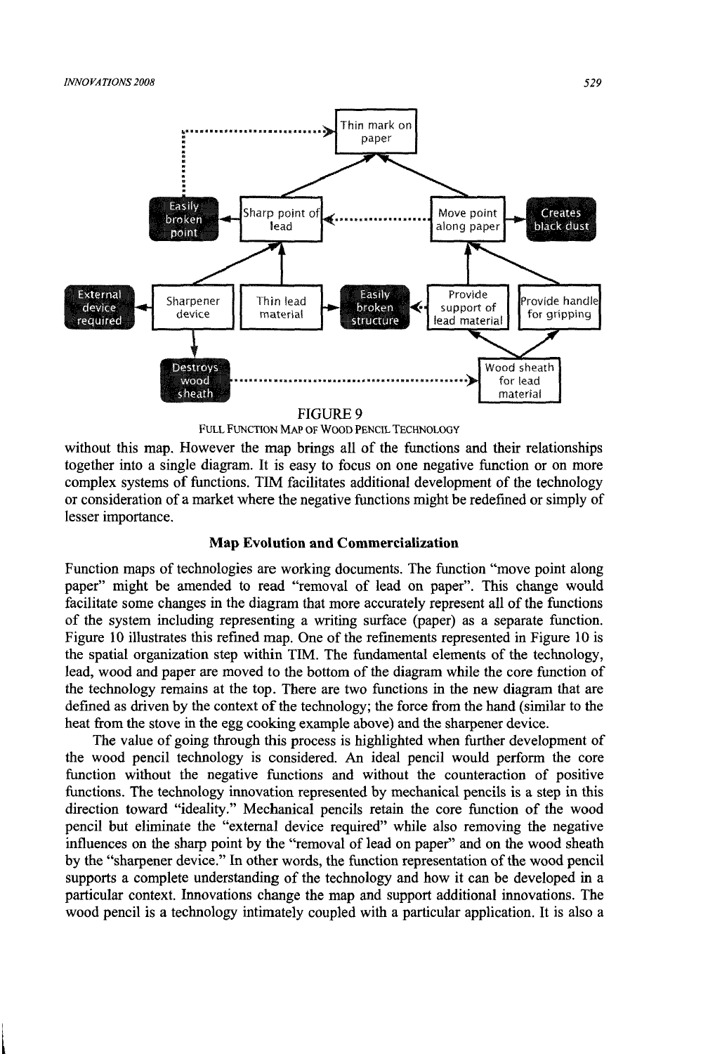FIGURE 9

FULL FUNCTION MAP OF WOOD PENCIL TECHNOLOGY

without this map. However the map brings all of the functions and their relationships together into a single diagram. It is easy to focus on one negative function or on more complex systems of functions. TIM facilitates additional development of the technology or consideration of a market where the negative functions might be redefined or simply of lesser importance.

### Map Evolution and Commercialization

Function maps of technologies are working documents. The function "move point along paper" might be amended to read "removal of lead on paper". This change would facilitate some changes in the diagram that more accurately represent all of the functions of the system including representing a writing surface (paper) as a separate function. Figure 10 illustrates this refined map. One of the refinements represented in Figure 10 is the spatial organization step within TIM. The fundamental elements of the technology, lead, wood and paper are moved to the bottom of the diagram while the core function of the technology remains at the top. There are two functions in the new diagram that are defined as driven by the context of the technology; the force from the hand (similar to the heat from the stove in the egg cooking example above) and the sharpener device.

The value of going through this process is highlighted when further development of the wood pencil technology is considered. An ideal pencil would perform the core function without the negative functions and without the counteraction of positive functions. The technology innovation represented by mechanical pencils is a step in this direction toward "ideality." Mechanical pencils retain the core function of the wood pencil but eliminate the "external device required" while also removing the negative influences on the sharp point by the "removal of lead on paper" and on the wood sheath by the "sharpener device." In other words, the function representation of the wood pencil supports a complete understanding of the technology and how it can be developed in a particular context. Innovations change the map and support additional innovations. The wood pencil is a technology intimately coupled with a particular application. It is also a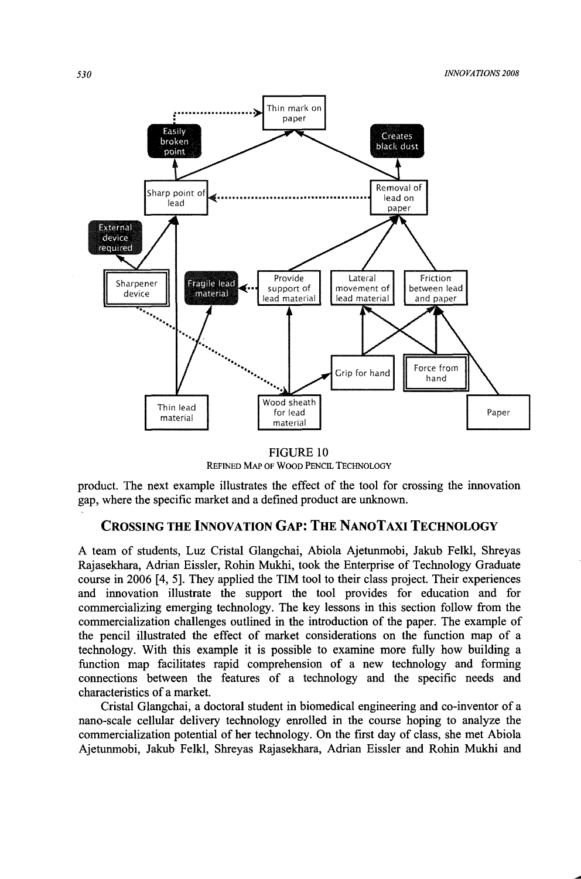FIGURE 10

REFINED MAP OF WOOD PENCIL TECHNOLOGY

product. The next example illustrates the effect of the tool for crossing the innovation gap, where the specific market and a defined product are unknown.

## CROSSING THE INNOVATION GAP: THE NANOTAXI TECHNOLOGY

A team of students, Luz Cristal Glangchai, Abiola Ajetunmobi, Jakub Felkl, Shreyas Rajasekhara, Adrian Eissler, Rohin Mukhi, took the Enterprise of Technology Graduate course in 2006 [4, 5]. They applied the TIM tool to their class project. Their experiences and innovation illustrate the support the tool provides for education and for commercializing emerging technology. The key lessons in this section follow from the commercialization challenges outlined in the introduction of the paper. The example of the pencil illustrated the effect of market considerations on the function map of a technology. With this example it is possible to examine more fully how building a function map facilitates rapid comprehension of a new technology and forming connections between the features of a technology and the specific needs and characteristics of a market.

Cristal Glangchai, a doctoral student in biomedical engineering and co-inventor of a nano-scale cellular delivery technology enrolled in the course hoping to analyze the commercialization potential of her technology. On the first day of class, she met Abiola Ajetunmobi, Jakub Felkl, Shreyas Rajasekhara, Adrian Eissler and Rohin Mukhi and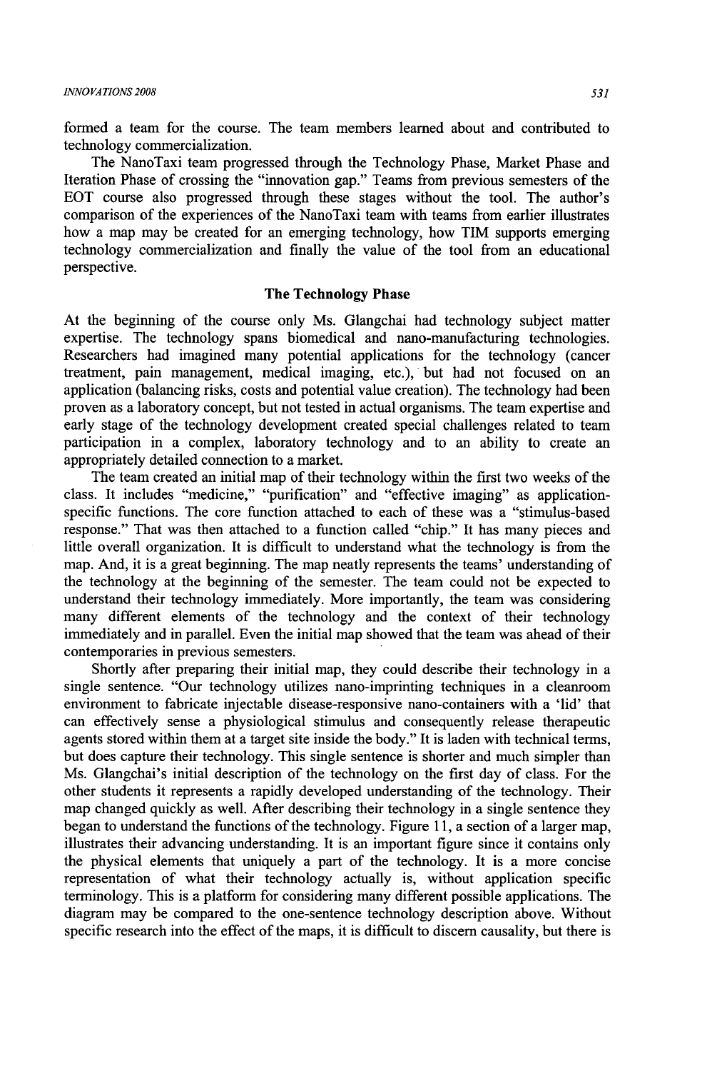formed a team for the course. The team members learned about and contributed to technology commercialization.

The NanoTaxi team progressed through the Technology Phase, Market Phase and Iteration Phase of crossing the "innovation gap." Teams from previous semesters of the EOT course also progressed through these stages without the tool. The author's comparison of the experiences of the NanoTaxi team with teams from earlier illustrates how a map may be created for an emerging technology, how TIM supports emerging technology commercialization and finally the value of the tool from an educational perspective.

## The Technology Phase

At the beginning of the course only Ms. Glangchai had technology subject matter expertise. The technology spans biomedical and nano-manufacturing technologies. Researchers had imagined many potential applications for the technology (cancer treatment, pain management, medical imaging, etc.), but had not focused on an application (balancing risks, costs and potential value creation). The technology had been proven as a laboratory concept, but not tested in actual organisms. The team expertise and early stage of the technology development created special challenges related to team participation in a complex, laboratory technology and to an ability to create an appropriately detailed connection to a market.

The team created an initial map of their technology within the first two weeks of the class. It includes "medicine," "purification" and "effective imaging" as application-specific functions. The core function attached to each of these was a "stimulus-based response." That was then attached to a function called "chip." It has many pieces and little overall organization. It is difficult to understand what the technology is from the map. And, it is a great beginning. The map neatly represents the teams' understanding of the technology at the beginning of the semester. The team could not be expected to understand their technology immediately. More importantly, the team was considering many different elements of the technology and the context of their technology immediately and in parallel. Even the initial map showed that the team was ahead of their contemporaries in previous semesters.

Shortly after preparing their initial map, they could describe their technology in a single sentence. "Our technology utilizes nano-imprinting techniques in a cleanroom environment to fabricate injectable disease-responsive nano-containers with a 'lid' that can effectively sense a physiological stimulus and consequently release therapeutic agents stored within them at a target site inside the body." It is laden with technical terms, but does capture their technology. This single sentence is shorter and much simpler than Ms. Glangchai's initial description of the technology on the first day of class. For the other students it represents a rapidly developed understanding of the technology. Their map changed quickly as well. After describing their technology in a single sentence they began to understand the functions of the technology. Figure 11, a section of a larger map, illustrates their advancing understanding. It is an important figure since it contains only the physical elements that uniquely a part of the technology. It is a more concise representation of what their technology actually is, without application specific terminology. This is a platform for considering many different possible applications. The diagram may be compared to the one-sentence technology description above. Without specific research into the effect of the maps, it is difficult to discern causality, but there is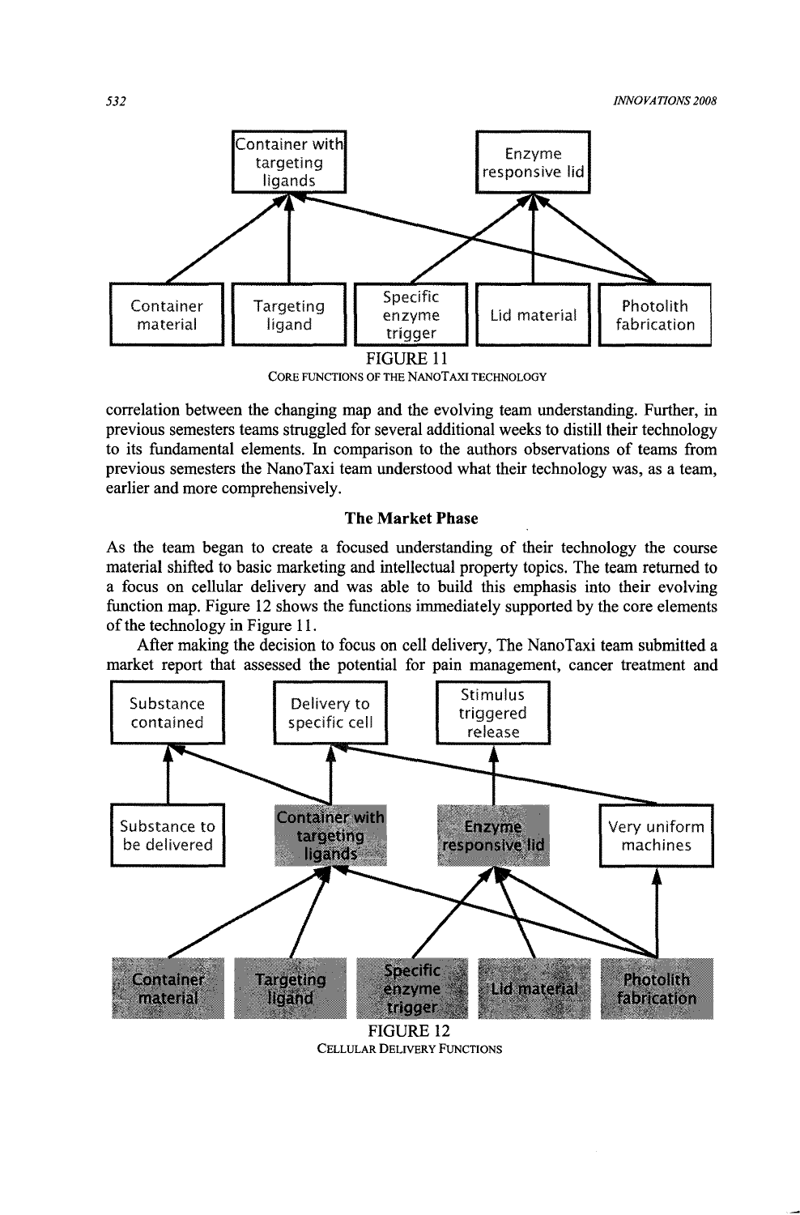FIGURE 11

CORE FUNCTIONS OF THE NANOTAXI TECHNOLOGY

correlation between the changing map and the evolving team understanding. Further, in previous semesters teams struggled for several additional weeks to distill their technology to its fundamental elements. In comparison to the authors observations of teams from previous semesters the NanoTaxi team understood what their technology was, as a team, earlier and more comprehensively.

### The Market Phase

As the team began to create a focused understanding of their technology the course material shifted to basic marketing and intellectual property topics. The team returned to a focus on cellular delivery and was able to build this emphasis into their evolving function map. Figure 12 shows the functions immediately supported by the core elements of the technology in Figure 11.

After making the decision to focus on cell delivery, The NanoTaxi team submitted a market report that assessed the potential for pain management, cancer treatment and

FIGURE 12

CELLULAR DELIVERY FUNCTIONS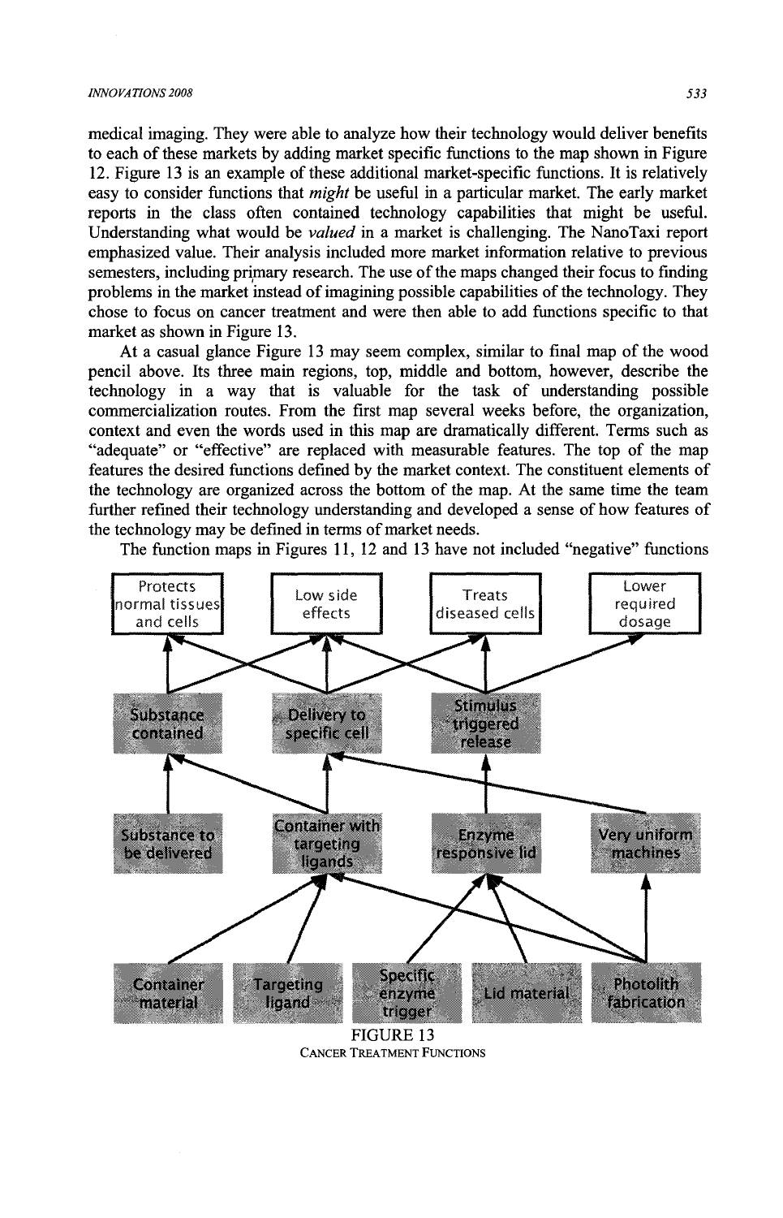medical imaging. They were able to analyze how their technology would deliver benefits to each of these markets by adding market specific functions to the map shown in Figure 12. Figure 13 is an example of these additional market-specific functions. It is relatively easy to consider functions that *might* be useful in a particular market. The early market reports in the class often contained technology capabilities that might be useful. Understanding what would be *valued* in a market is challenging. The NanoTaxi report emphasized value. Their analysis included more market information relative to previous semesters, including primary research. The use of the maps changed their focus to finding problems in the market instead of imagining possible capabilities of the technology. They chose to focus on cancer treatment and were then able to add functions specific to that market as shown in Figure 13.

At a casual glance Figure 13 may seem complex, similar to final map of the wood pencil above. Its three main regions, top, middle and bottom, however, describe the technology in a way that is valuable for the task of understanding possible commercialization routes. From the first map several weeks before, the organization, context and even the words used in this map are dramatically different. Terms such as "adequate" or "effective" are replaced with measurable features. The top of the map features the desired functions defined by the market context. The constituent elements of the technology are organized across the bottom of the map. At the same time the team further refined their technology understanding and developed a sense of how features of the technology may be defined in terms of market needs.

The function maps in Figures 11, 12 and 13 have not included "negative" functions

FIGURE 13
CANCER TREATMENT FUNCTIONS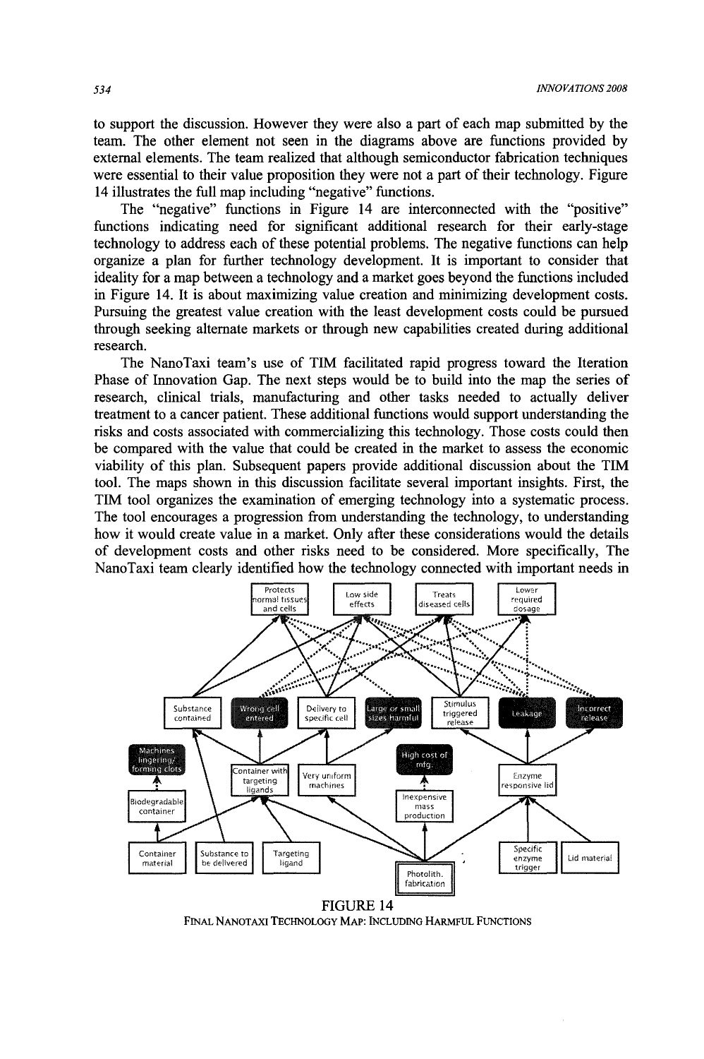to support the discussion. However they were also a part of each map submitted by the team. The other element not seen in the diagrams above are functions provided by external elements. The team realized that although semiconductor fabrication techniques were essential to their value proposition they were not a part of their technology. Figure 14 illustrates the full map including "negative" functions.

The "negative" functions in Figure 14 are interconnected with the "positive" functions indicating need for significant additional research for their early-stage technology to address each of these potential problems. The negative functions can help organize a plan for further technology development. It is important to consider that ideality for a map between a technology and a market goes beyond the functions included in Figure 14. It is about maximizing value creation and minimizing development costs. Pursuing the greatest value creation with the least development costs could be pursued through seeking alternate markets or through new capabilities created during additional research.

The NanoTaxi team's use of TIM facilitated rapid progress toward the Iteration Phase of Innovation Gap. The next steps would be to build into the map the series of research, clinical trials, manufacturing and other tasks needed to actually deliver treatment to a cancer patient. These additional functions would support understanding the risks and costs associated with commercializing this technology. Those costs could then be compared with the value that could be created in the market to assess the economic viability of this plan. Subsequent papers provide additional discussion about the TIM tool. The maps shown in this discussion facilitate several important insights. First, the TIM tool organizes the examination of emerging technology into a systematic process. The tool encourages a progression from understanding the technology, to understanding how it would create value in a market. Only after these considerations would the details of development costs and other risks need to be considered. More specifically, The NanoTaxi team clearly identified how the technology connected with important needs in

Protects normal tissues and cells | Low side effects | Treats diseased cells | Lower required dosage

Substance contained | Wrong cell entered | Delivery to specific cell | Large or small sizes harmful | Stimulus triggered release | Leakage | Incorrect release

Machines lingering/ forming clots | Container with targeting ligands | Very uniform machines | High cost of mfg. | Enzyme responsive lid

Biodegradable container | Inexpensive mass production

Container material | Substance to be delivered | Targeting ligand | Photolith. fabrication | Specific enzyme trigger | Lid material

FIGURE 14

FINAL NANOTAXI TECHNOLOGY MAP: INCLUDING HARMFUL FUNCTIONS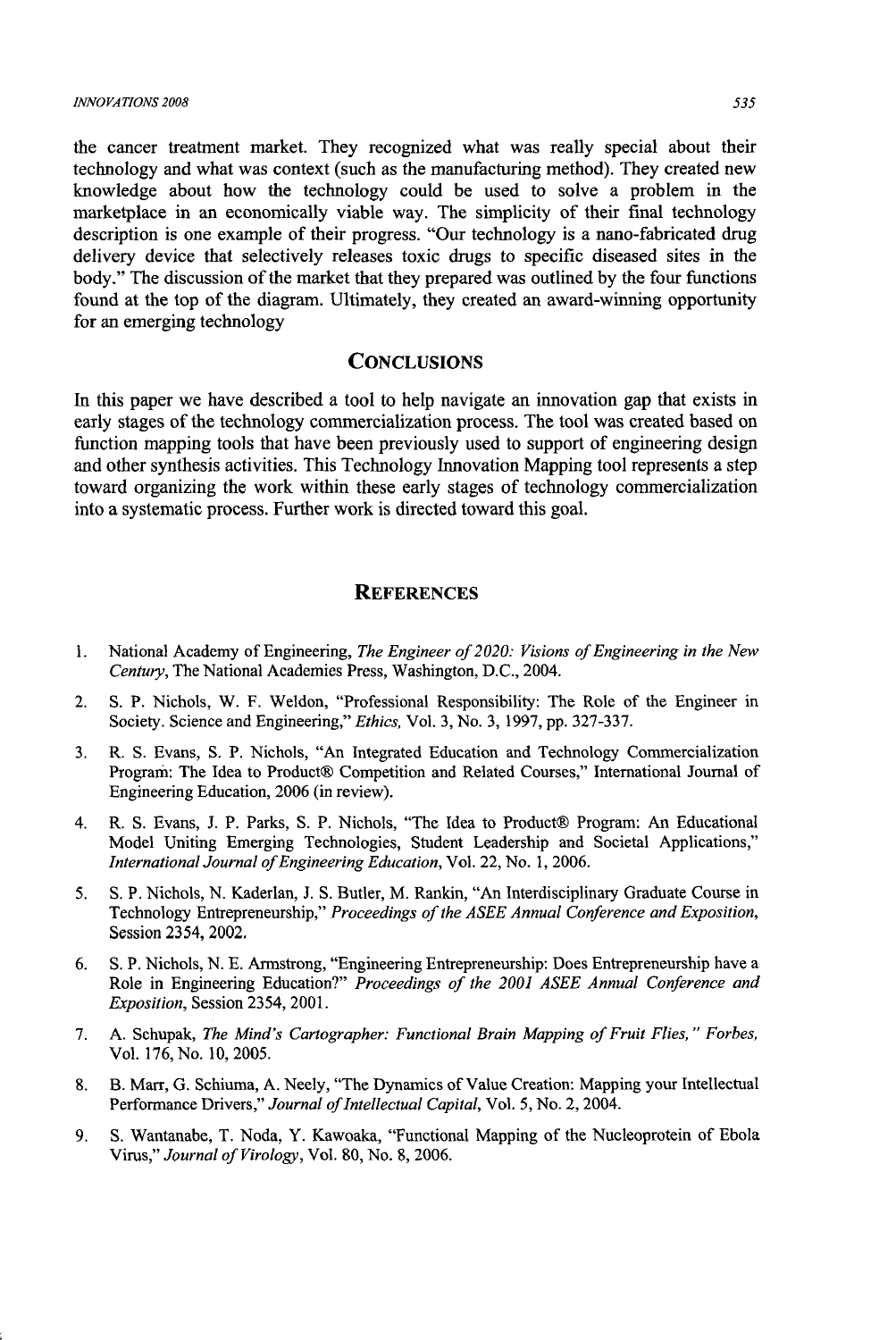the cancer treatment market. They recognized what was really special about their technology and what was context (such as the manufacturing method). They created new knowledge about how the technology could be used to solve a problem in the marketplace in an economically viable way. The simplicity of their final technology description is one example of their progress. "Our technology is a nano-fabricated drug delivery device that selectively releases toxic drugs to specific diseased sites in the body." The discussion of the market that they prepared was outlined by the four functions found at the top of the diagram. Ultimately, they created an award-winning opportunity for an emerging technology

## CONCLUSIONS

In this paper we have described a tool to help navigate an innovation gap that exists in early stages of the technology commercialization process. The tool was created based on function mapping tools that have been previously used to support of engineering design and other synthesis activities. This Technology Innovation Mapping tool represents a step toward organizing the work within these early stages of technology commercialization into a systematic process. Further work is directed toward this goal.

## REFERENCES

1. National Academy of Engineering, *The Engineer of 2020: Visions of Engineering in the New Century*, The National Academies Press, Washington, D.C., 2004.
2. S. P. Nichols, W. F. Weldon, "Professional Responsibility: The Role of the Engineer in Society. Science and Engineering," *Ethics*, Vol. 3, No. 3, 1997, pp. 327-337.
3. R. S. Evans, S. P. Nichols, "An Integrated Education and Technology Commercialization Program: The Idea to Product® Competition and Related Courses," International Journal of Engineering Education, 2006 (in review).
4. R. S. Evans, J. P. Parks, S. P. Nichols, "The Idea to Product® Program: An Educational Model Uniting Emerging Technologies, Student Leadership and Societal Applications," *International Journal of Engineering Education*, Vol. 22, No. 1, 2006.
5. S. P. Nichols, N. Kaderlan, J. S. Butler, M. Rankin, "An Interdisciplinary Graduate Course in Technology Entrepreneurship," *Proceedings of the ASEE Annual Conference and Exposition*, Session 2354, 2002.
6. S. P. Nichols, N. E. Armstrong, "Engineering Entrepreneurship: Does Entrepreneurship have a Role in Engineering Education?" *Proceedings of the 2001 ASEE Annual Conference and Exposition*, Session 2354, 2001.
7. A. Schupak, *The Mind's Cartographer: Functional Brain Mapping of Fruit Flies," Forbes*, Vol. 176, No. 10, 2005.
8. B. Marr, G. Schiuma, A. Neely, "The Dynamics of Value Creation: Mapping your Intellectual Performance Drivers," *Journal of Intellectual Capital*, Vol. 5, No. 2, 2004.
9. S. Wantanabe, T. Noda, Y. Kawoaka, "Functional Mapping of the Nucleoprotein of Ebola Virus," *Journal of Virology*, Vol. 80, No. 8, 2006.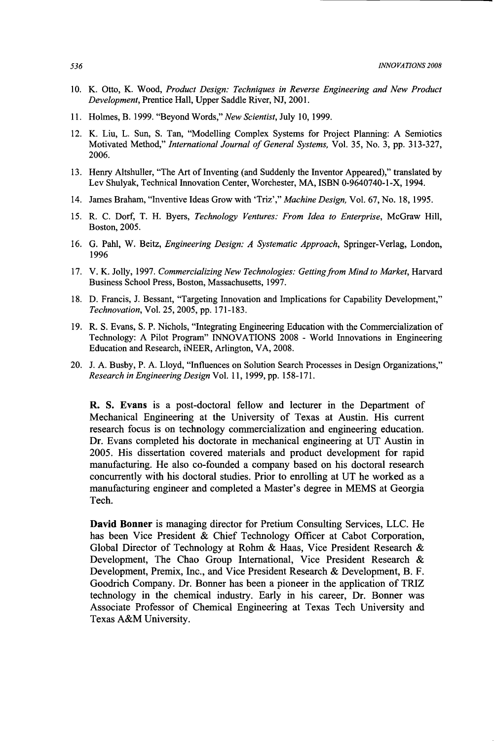10. K. Otto, K. Wood, *Product Design: Techniques in Reverse Engineering and New Product Development*, Prentice Hall, Upper Saddle River, NJ, 2001.
11. Holmes, B. 1999. "Beyond Words," *New Scientist*, July 10, 1999.
12. K. Liu, L. Sun, S. Tan, "Modelling Complex Systems for Project Planning: A Semiotics Motivated Method," *International Journal of General Systems*, Vol. 35, No. 3, pp. 313-327, 2006.
13. Henry Altshuller, "The Art of Inventing (and Suddenly the Inventor Appeared)," translated by Lev Shulyak, Technical Innovation Center, Worchester, MA, ISBN 0-9640740-1-X, 1994.
14. James Braham, "Inventive Ideas Grow with 'Triz'," *Machine Design*, Vol. 67, No. 18, 1995.
15. R. C. Dorf, T. H. Byers, *Technology Ventures: From Idea to Enterprise*, McGraw Hill, Boston, 2005.
16. G. Pahl, W. Beitz, *Engineering Design: A Systematic Approach*, Springer-Verlag, London, 1996
17. V. K. Jolly, 1997. *Commercializing New Technologies: Getting from Mind to Market*, Harvard Business School Press, Boston, Massachusetts, 1997.
18. D. Francis, J. Bessant, "Targeting Innovation and Implications for Capability Development," *Technovation*, Vol. 25, 2005, pp. 171-183.
19. R. S. Evans, S. P. Nichols, "Integrating Engineering Education with the Commercialization of Technology: A Pilot Program" INNOVATIONS 2008 - World Innovations in Engineering Education and Research, iNEER, Arlington, VA, 2008.
20. J. A. Busby, P. A. Lloyd, "Influences on Solution Search Processes in Design Organizations," *Research in Engineering Design* Vol. 11, 1999, pp. 158-171.

**R. S. Evans** is a post-doctoral fellow and lecturer in the Department of Mechanical Engineering at the University of Texas at Austin. His current research focus is on technology commercialization and engineering education. Dr. Evans completed his doctorate in mechanical engineering at UT Austin in 2005. His dissertation covered materials and product development for rapid manufacturing. He also co-founded a company based on his doctoral research concurrently with his doctoral studies. Prior to enrolling at UT he worked as a manufacturing engineer and completed a Master's degree in MEMS at Georgia Tech.

**David Bonner** is managing director for Pretium Consulting Services, LLC. He has been Vice President & Chief Technology Officer at Cabot Corporation, Global Director of Technology at Rohm & Haas, Vice President Research & Development, The Chao Group International, Vice President Research & Development, Premix, Inc., and Vice President Research & Development, B. F. Goodrich Company. Dr. Bonner has been a pioneer in the application of TRIZ technology in the chemical industry. Early in his career, Dr. Bonner was Associate Professor of Chemical Engineering at Texas Tech University and Texas A&M University.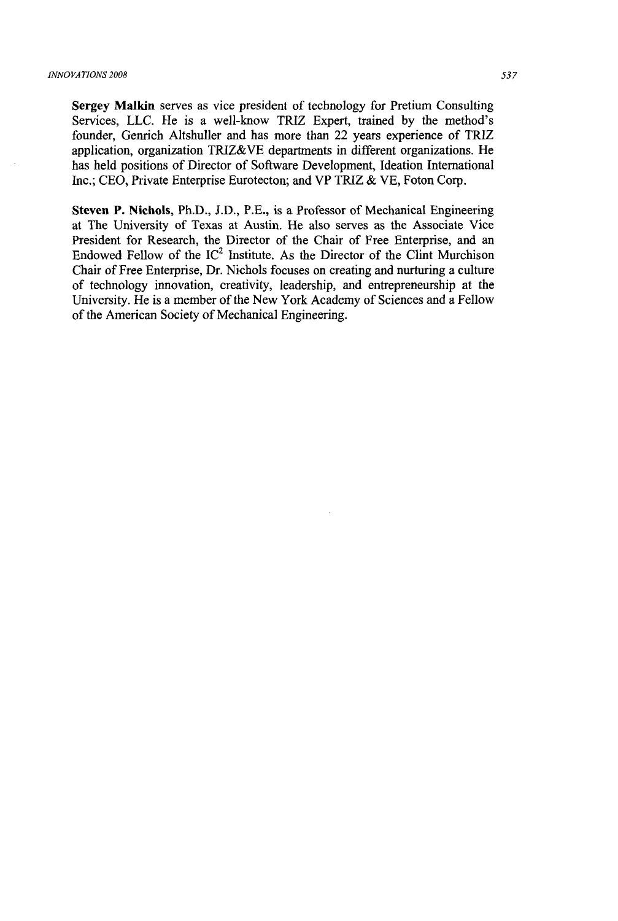**Sergey Malkin** serves as vice president of technology for Pretium Consulting Services, LLC. He is a well-know TRIZ Expert, trained by the method's founder, Genrich Altshuller and has more than 22 years experience of TRIZ application, organization TRIZ&VE departments in different organizations. He has held positions of Director of Software Development, Ideation International Inc.; CEO, Private Enterprise Eurotecton; and VP TRIZ & VE, Foton Corp.

**Steven P. Nichols**, Ph.D., J.D., P.E., is a Professor of Mechanical Engineering at The University of Texas at Austin. He also serves as the Associate Vice President for Research, the Director of the Chair of Free Enterprise, and an Endowed Fellow of the $IC^2$ Institute. As the Director of the Clint Murchison Chair of Free Enterprise, Dr. Nichols focuses on creating and nurturing a culture of technology innovation, creativity, leadership, and entrepreneurship at the University. He is a member of the New York Academy of Sciences and a Fellow of the American Society of Mechanical Engineering.